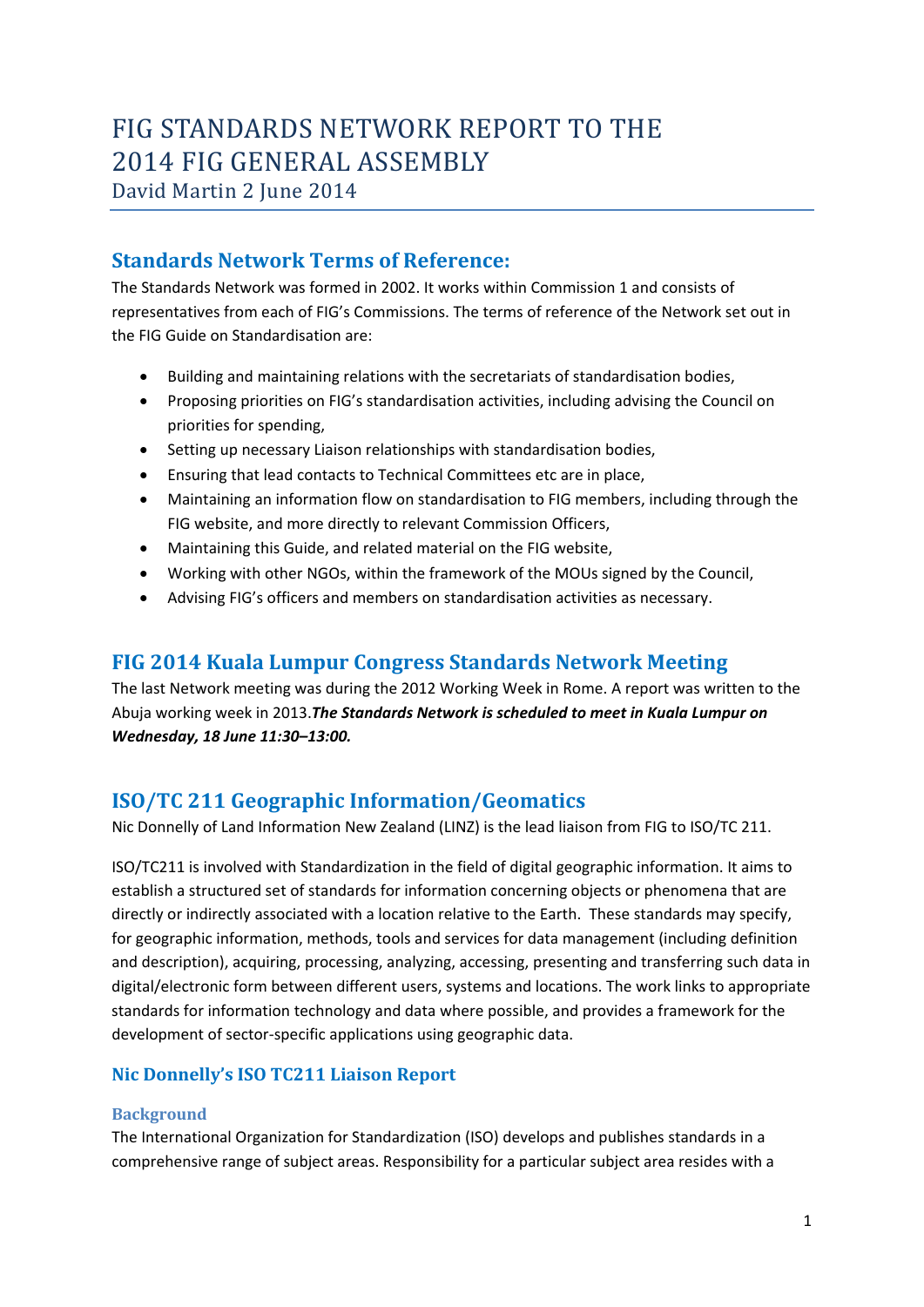# FIG STANDARDS NETWORK REPORT TO THE 2014 FIG GENERAL ASSEMBLY

David Martin 2 June 2014

## Standards Network Terms of Reference:

The Standards Network was formed in 2002. It works within Commission 1 and consists of representatives from each of FIG's Commissions. The terms of reference of the Network set out in the FIG Guide on Standardisation are:

- Building and maintaining relations with the secretariats of standardisation bodies,
- Proposing priorities on FIG's standardisation activities, including advising the Council on priorities for spending,
- Setting up necessary Liaison relationships with standardisation bodies,
- Ensuring that lead contacts to Technical Committees etc are in place,
- Maintaining an information flow on standardisation to FIG members, including through the FIG website, and more directly to relevant Commission Officers,
- Maintaining this Guide, and related material on the FIG website,
- Working with other NGOs, within the framework of the MOUs signed by the Council,
- Advising FIG's officers and members on standardisation activities as necessary.

## FIG 2014 Kuala Lumpur Congress Standards Network Meeting

The last Network meeting was during the 2012 Working Week in Rome. A report was written to the Abuja working week in 2013.***The Standards Network is scheduled to meet in Kuala Lumpur on Wednesday, 18 June 11:30–13:00.***

## ISO/TC 211 Geographic Information/Geomatics

Nic Donnelly of Land Information New Zealand (LINZ) is the lead liaison from FIG to ISO/TC 211.

ISO/TC211 is involved with Standardization in the field of digital geographic information. It aims to establish a structured set of standards for information concerning objects or phenomena that are directly or indirectly associated with a location relative to the Earth. These standards may specify, for geographic information, methods, tools and services for data management (including definition and description), acquiring, processing, analyzing, accessing, presenting and transferring such data in digital/electronic form between different users, systems and locations. The work links to appropriate standards for information technology and data where possible, and provides a framework for the development of sector-specific applications using geographic data.

### Nic Donnelly's ISO TC211 Liaison Report

#### Background

The International Organization for Standardization (ISO) develops and publishes standards in a comprehensive range of subject areas. Responsibility for a particular subject area resides with a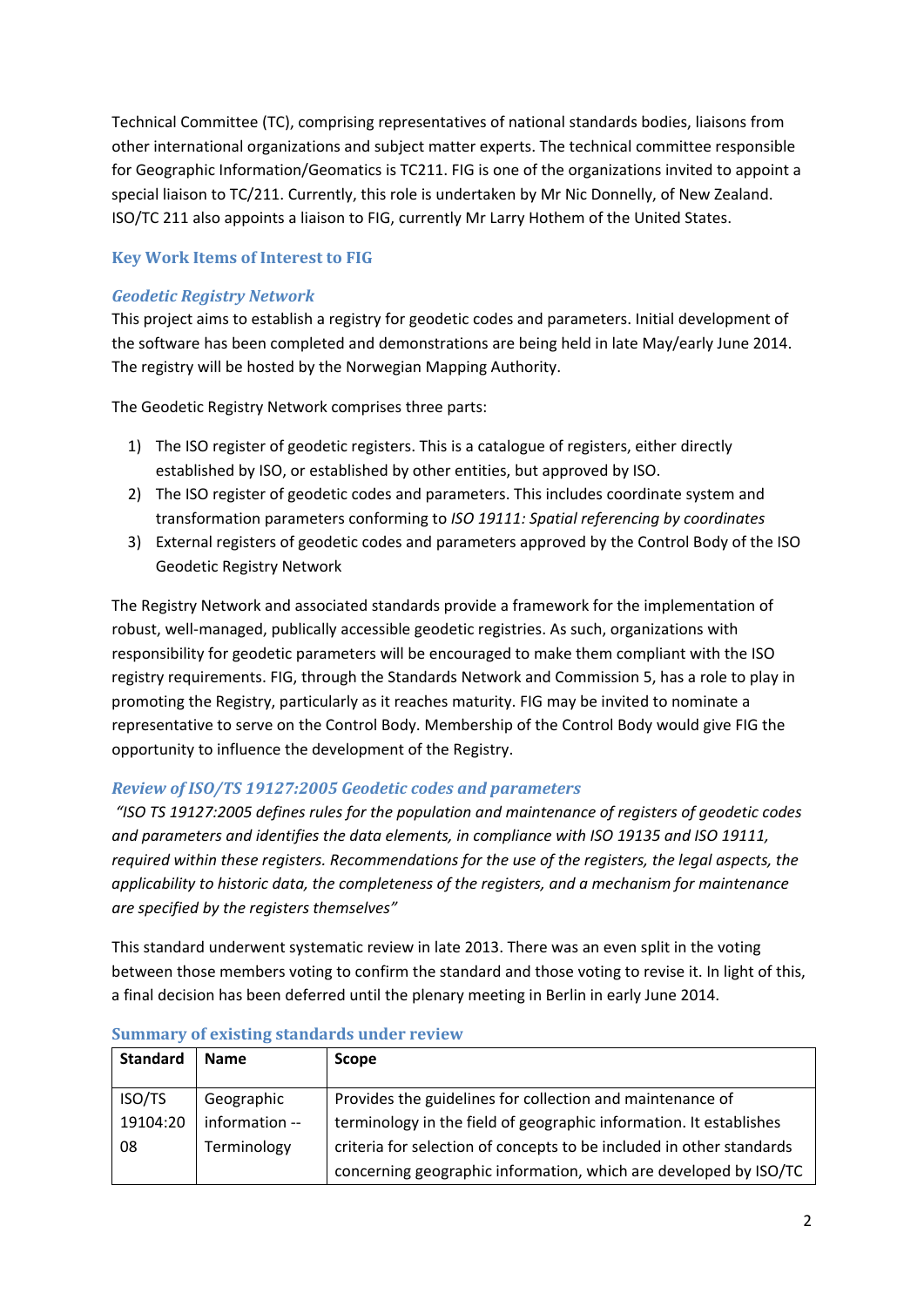Technical Committee (TC), comprising representatives of national standards bodies, liaisons from other international organizations and subject matter experts. The technical committee responsible for Geographic Information/Geomatics is TC211. FIG is one of the organizations invited to appoint a special liaison to TC/211. Currently, this role is undertaken by Mr Nic Donnelly, of New Zealand. ISO/TC 211 also appoints a liaison to FIG, currently Mr Larry Hothem of the United States.

## Key Work Items of Interest to FIG

### *Geodetic Registry Network*

This project aims to establish a registry for geodetic codes and parameters. Initial development of the software has been completed and demonstrations are being held in late May/early June 2014. The registry will be hosted by the Norwegian Mapping Authority.

The Geodetic Registry Network comprises three parts:

1) The ISO register of geodetic registers. This is a catalogue of registers, either directly established by ISO, or established by other entities, but approved by ISO.
2) The ISO register of geodetic codes and parameters. This includes coordinate system and transformation parameters conforming to *ISO 19111: Spatial referencing by coordinates*
3) External registers of geodetic codes and parameters approved by the Control Body of the ISO Geodetic Registry Network

The Registry Network and associated standards provide a framework for the implementation of robust, well-managed, publically accessible geodetic registries. As such, organizations with responsibility for geodetic parameters will be encouraged to make them compliant with the ISO registry requirements. FIG, through the Standards Network and Commission 5, has a role to play in promoting the Registry, particularly as it reaches maturity. FIG may be invited to nominate a representative to serve on the Control Body. Membership of the Control Body would give FIG the opportunity to influence the development of the Registry.

### *Review of ISO/TS 19127:2005 Geodetic codes and parameters*

*"ISO TS 19127:2005 defines rules for the population and maintenance of registers of geodetic codes and parameters and identifies the data elements, in compliance with ISO 19135 and ISO 19111, required within these registers. Recommendations for the use of the registers, the legal aspects, the applicability to historic data, the completeness of the registers, and a mechanism for maintenance are specified by the registers themselves"*

This standard underwent systematic review in late 2013. There was an even split in the voting between those members voting to confirm the standard and those voting to revise it. In light of this, a final decision has been deferred until the plenary meeting in Berlin in early June 2014.

## Summary of existing standards under review

| Standard | Name | Scope |
|---|---|---|
| ISO/TS 19104:2008 | Geographic information -- Terminology | Provides the guidelines for collection and maintenance of terminology in the field of geographic information. It establishes criteria for selection of concepts to be included in other standards concerning geographic information, which are developed by ISO/TC |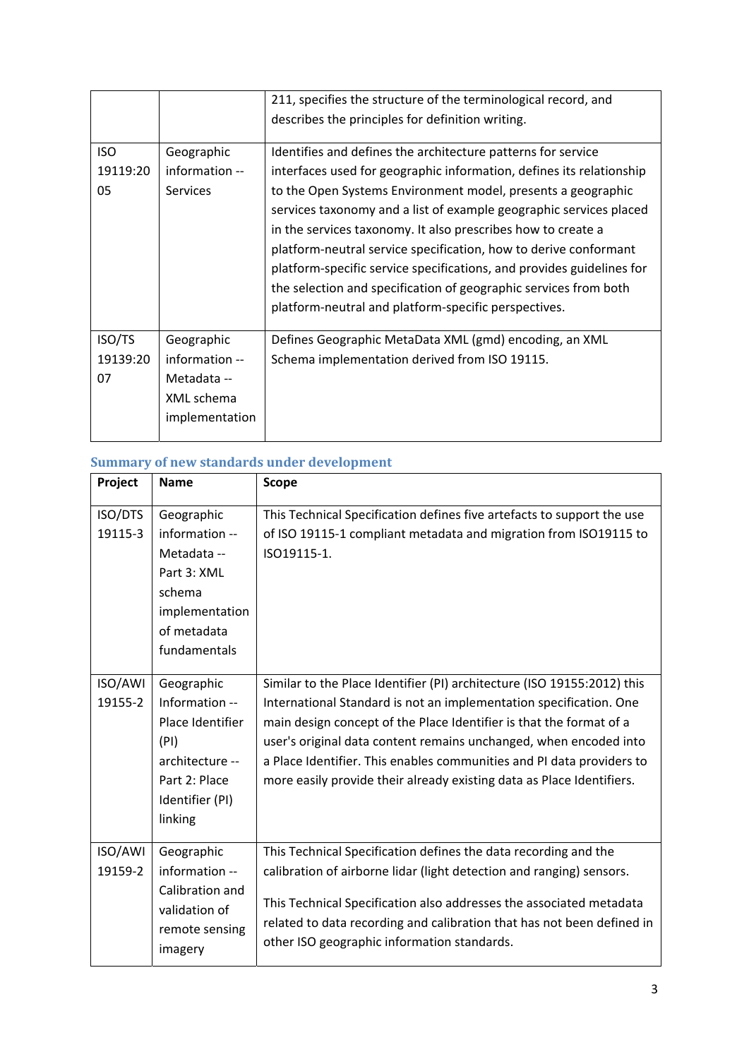| | | |
|---|---|---|
| | | 211, specifies the structure of the terminological record, and describes the principles for definition writing. |
| ISO 19119:2005 | Geographic information -- Services | Identifies and defines the architecture patterns for service interfaces used for geographic information, defines its relationship to the Open Systems Environment model, presents a geographic services taxonomy and a list of example geographic services placed in the services taxonomy. It also prescribes how to create a platform-neutral service specification, how to derive conformant platform-specific service specifications, and provides guidelines for the selection and specification of geographic services from both platform-neutral and platform-specific perspectives. |
| ISO/TS 19139:2007 | Geographic information -- Metadata -- XML schema implementation | Defines Geographic MetaData XML (gmd) encoding, an XML Schema implementation derived from ISO 19115. |

## Summary of new standards under development

| Project | Name | Scope |
|---|---|---|
| ISO/DTS 19115-3 | Geographic information -- Metadata -- Part 3: XML schema implementation of metadata fundamentals | This Technical Specification defines five artefacts to support the use of ISO 19115-1 compliant metadata and migration from ISO19115 to ISO19115-1. |
| ISO/AWI 19155-2 | Geographic Information -- Place Identifier (PI) architecture -- Part 2: Place Identifier (PI) linking | Similar to the Place Identifier (PI) architecture (ISO 19155:2012) this International Standard is not an implementation specification. One main design concept of the Place Identifier is that the format of a user's original data content remains unchanged, when encoded into a Place Identifier. This enables communities and PI data providers to more easily provide their already existing data as Place Identifiers. |
| ISO/AWI 19159-2 | Geographic information -- Calibration and validation of remote sensing imagery | This Technical Specification defines the data recording and the calibration of airborne lidar (light detection and ranging) sensors.<br><br>This Technical Specification also addresses the associated metadata related to data recording and calibration that has not been defined in other ISO geographic information standards. |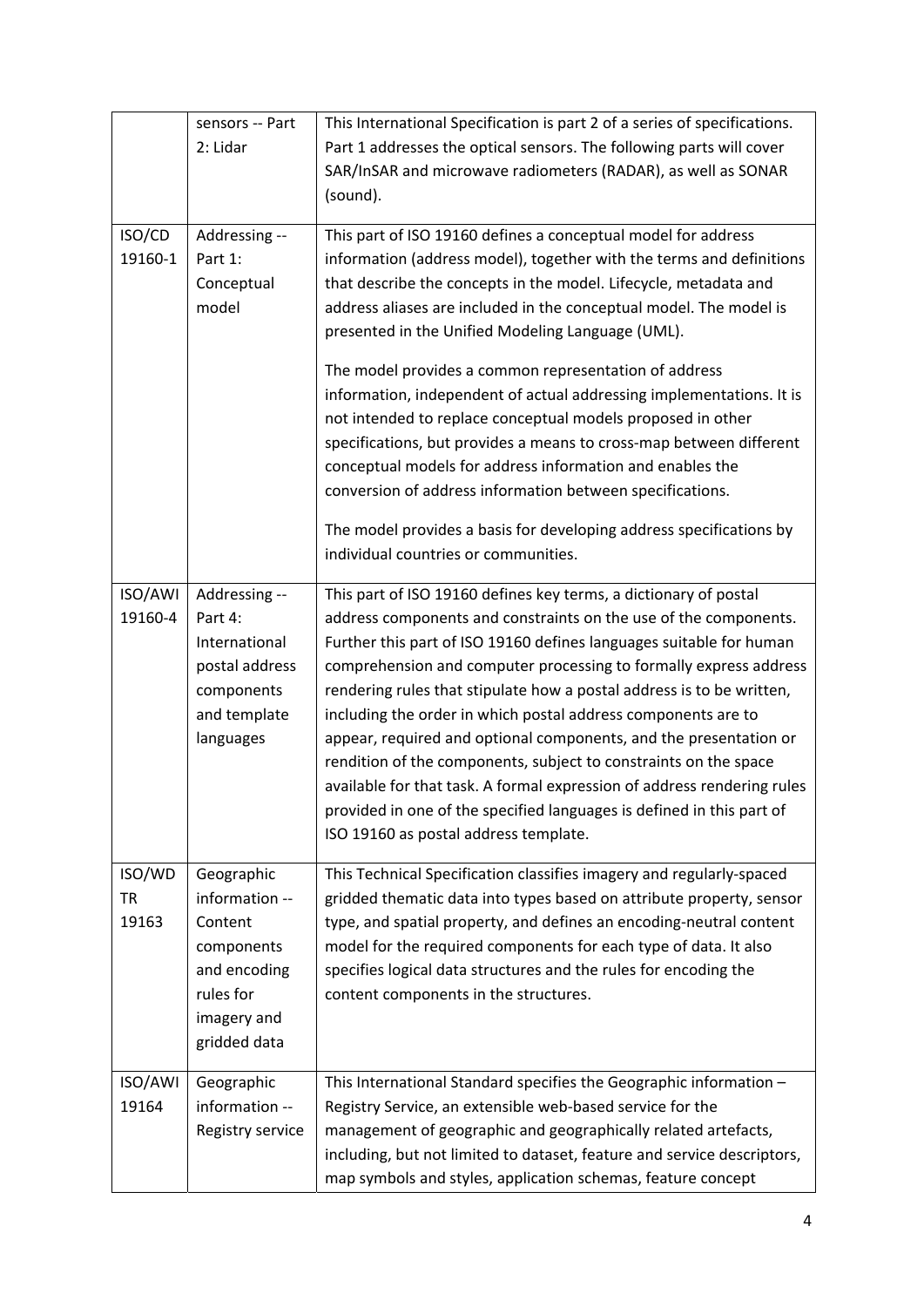| | | |
|---|---|---|
| | sensors -- Part 2: Lidar | This International Specification is part 2 of a series of specifications. Part 1 addresses the optical sensors. The following parts will cover SAR/InSAR and microwave radiometers (RADAR), as well as SONAR (sound). |
| ISO/CD 19160-1 | Addressing -- Part 1: Conceptual model | This part of ISO 19160 defines a conceptual model for address information (address model), together with the terms and definitions that describe the concepts in the model. Lifecycle, metadata and address aliases are included in the conceptual model. The model is presented in the Unified Modeling Language (UML).<br><br>The model provides a common representation of address information, independent of actual addressing implementations. It is not intended to replace conceptual models proposed in other specifications, but provides a means to cross-map between different conceptual models for address information and enables the conversion of address information between specifications.<br><br>The model provides a basis for developing address specifications by individual countries or communities. |
| ISO/AWI 19160-4 | Addressing -- Part 4: International postal address components and template languages | This part of ISO 19160 defines key terms, a dictionary of postal address components and constraints on the use of the components. Further this part of ISO 19160 defines languages suitable for human comprehension and computer processing to formally express address rendering rules that stipulate how a postal address is to be written, including the order in which postal address components are to appear, required and optional components, and the presentation or rendition of the components, subject to constraints on the space available for that task. A formal expression of address rendering rules provided in one of the specified languages is defined in this part of ISO 19160 as postal address template. |
| ISO/WD TR 19163 | Geographic information -- Content components and encoding rules for imagery and gridded data | This Technical Specification classifies imagery and regularly-spaced gridded thematic data into types based on attribute property, sensor type, and spatial property, and defines an encoding-neutral content model for the required components for each type of data. It also specifies logical data structures and the rules for encoding the content components in the structures. |
| ISO/AWI 19164 | Geographic information -- Registry service | This International Standard specifies the Geographic information – Registry Service, an extensible web-based service for the management of geographic and geographically related artefacts, including, but not limited to dataset, feature and service descriptors, map symbols and styles, application schemas, feature concept |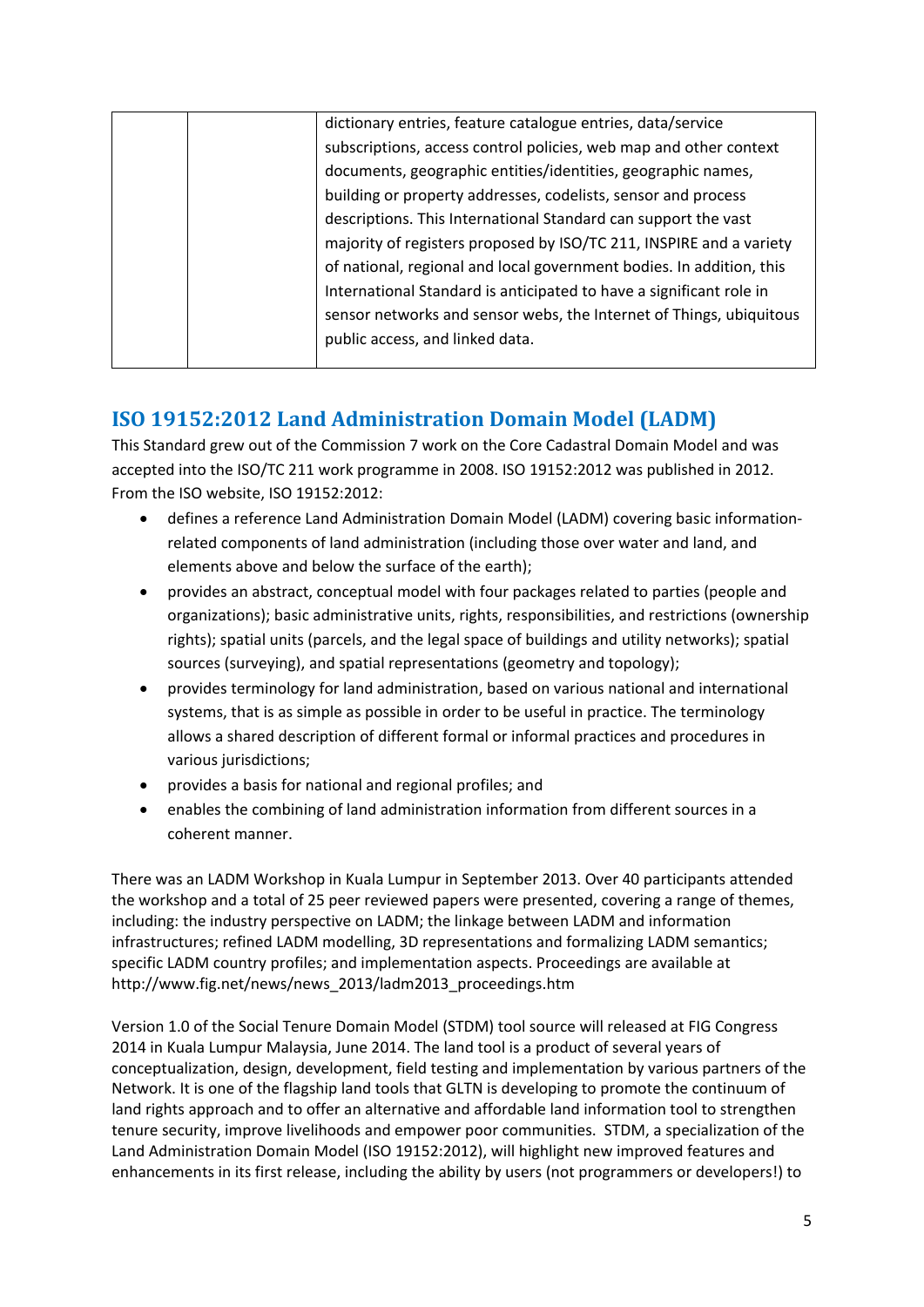| | | dictionary entries, feature catalogue entries, data/service subscriptions, access control policies, web map and other context documents, geographic entities/identities, geographic names, building or property addresses, codelists, sensor and process descriptions. This International Standard can support the vast majority of registers proposed by ISO/TC 211, INSPIRE and a variety of national, regional and local government bodies. In addition, this International Standard is anticipated to have a significant role in sensor networks and sensor webs, the Internet of Things, ubiquitous public access, and linked data. |
|---|---|---|

## ISO 19152:2012 Land Administration Domain Model (LADM)

This Standard grew out of the Commission 7 work on the Core Cadastral Domain Model and was accepted into the ISO/TC 211 work programme in 2008. ISO 19152:2012 was published in 2012. From the ISO website, ISO 19152:2012:

- defines a reference Land Administration Domain Model (LADM) covering basic information-related components of land administration (including those over water and land, and elements above and below the surface of the earth);
- provides an abstract, conceptual model with four packages related to parties (people and organizations); basic administrative units, rights, responsibilities, and restrictions (ownership rights); spatial units (parcels, and the legal space of buildings and utility networks); spatial sources (surveying), and spatial representations (geometry and topology);
- provides terminology for land administration, based on various national and international systems, that is as simple as possible in order to be useful in practice. The terminology allows a shared description of different formal or informal practices and procedures in various jurisdictions;
- provides a basis for national and regional profiles; and
- enables the combining of land administration information from different sources in a coherent manner.

There was an LADM Workshop in Kuala Lumpur in September 2013. Over 40 participants attended the workshop and a total of 25 peer reviewed papers were presented, covering a range of themes, including: the industry perspective on LADM; the linkage between LADM and information infrastructures; refined LADM modelling, 3D representations and formalizing LADM semantics; specific LADM country profiles; and implementation aspects. Proceedings are available at http://www.fig.net/news/news_2013/ladm2013_proceedings.htm

Version 1.0 of the Social Tenure Domain Model (STDM) tool source will released at FIG Congress 2014 in Kuala Lumpur Malaysia, June 2014. The land tool is a product of several years of conceptualization, design, development, field testing and implementation by various partners of the Network. It is one of the flagship land tools that GLTN is developing to promote the continuum of land rights approach and to offer an alternative and affordable land information tool to strengthen tenure security, improve livelihoods and empower poor communities. STDM, a specialization of the Land Administration Domain Model (ISO 19152:2012), will highlight new improved features and enhancements in its first release, including the ability by users (not programmers or developers!) to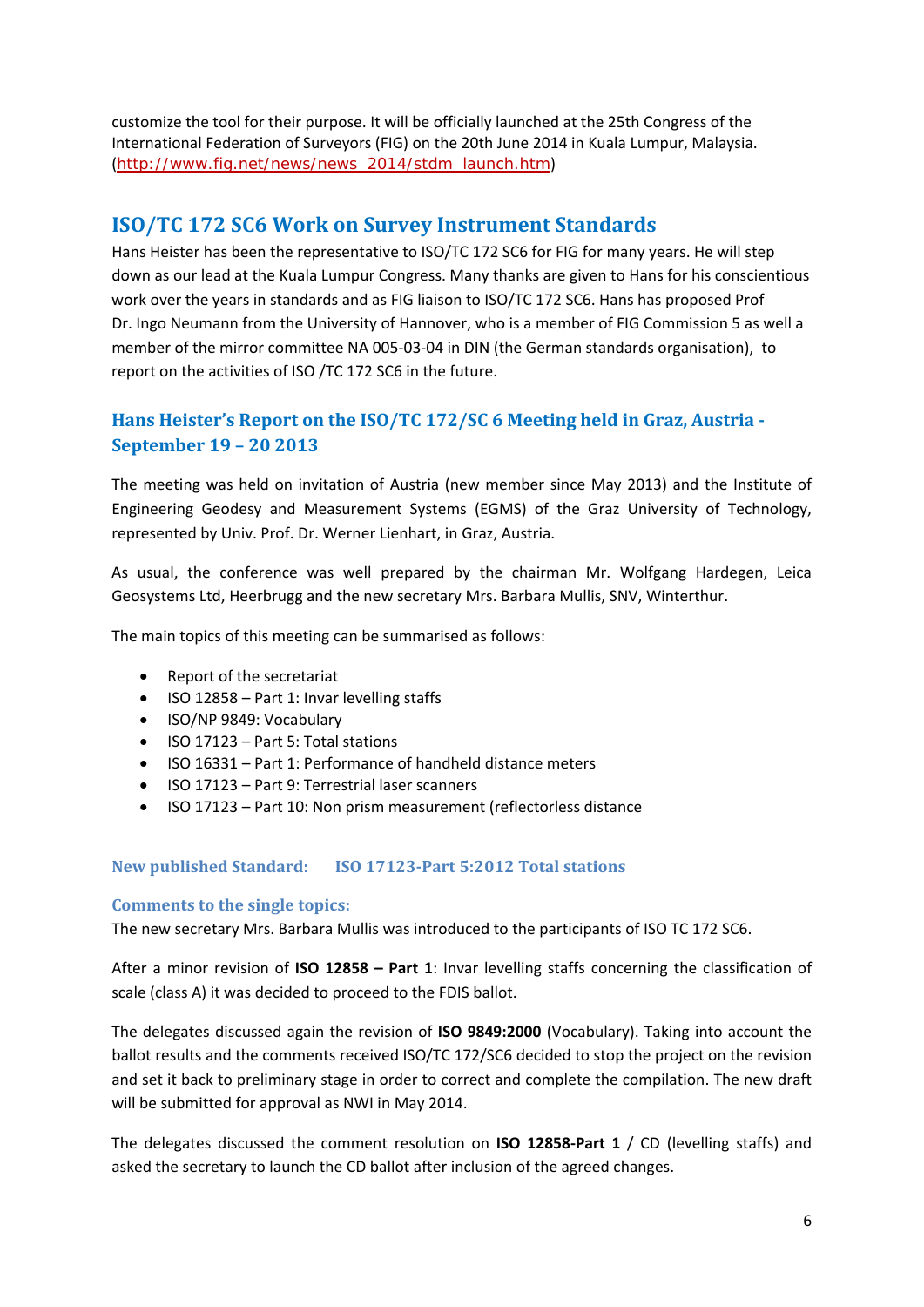customize the tool for their purpose. It will be officially launched at the 25th Congress of the International Federation of Surveyors (FIG) on the 20th June 2014 in Kuala Lumpur, Malaysia. (http://www.fig.net/news/news_2014/stdm_launch.htm)

## ISO/TC 172 SC6 Work on Survey Instrument Standards

Hans Heister has been the representative to ISO/TC 172 SC6 for FIG for many years. He will step down as our lead at the Kuala Lumpur Congress. Many thanks are given to Hans for his conscientious work over the years in standards and as FIG liaison to ISO/TC 172 SC6. Hans has proposed Prof Dr. Ingo Neumann from the University of Hannover, who is a member of FIG Commission 5 as well a member of the mirror committee NA 005-03-04 in DIN (the German standards organisation), to report on the activities of ISO /TC 172 SC6 in the future.

### Hans Heister's Report on the ISO/TC 172/SC 6 Meeting held in Graz, Austria - September 19 – 20 2013

The meeting was held on invitation of Austria (new member since May 2013) and the Institute of Engineering Geodesy and Measurement Systems (EGMS) of the Graz University of Technology, represented by Univ. Prof. Dr. Werner Lienhart, in Graz, Austria.

As usual, the conference was well prepared by the chairman Mr. Wolfgang Hardegen, Leica Geosystems Ltd, Heerbrugg and the new secretary Mrs. Barbara Mullis, SNV, Winterthur.

The main topics of this meeting can be summarised as follows:

- Report of the secretariat
- ISO 12858 – Part 1: Invar levelling staffs
- ISO/NP 9849: Vocabulary
- ISO 17123 – Part 5: Total stations
- ISO 16331 – Part 1: Performance of handheld distance meters
- ISO 17123 – Part 9: Terrestrial laser scanners
- ISO 17123 – Part 10: Non prism measurement (reflectorless distance

#### New published Standard: ISO 17123-Part 5:2012 Total stations

#### Comments to the single topics:

The new secretary Mrs. Barbara Mullis was introduced to the participants of ISO TC 172 SC6.

After a minor revision of **ISO 12858 – Part 1**: Invar levelling staffs concerning the classification of scale (class A) it was decided to proceed to the FDIS ballot.

The delegates discussed again the revision of **ISO 9849:2000** (Vocabulary). Taking into account the ballot results and the comments received ISO/TC 172/SC6 decided to stop the project on the revision and set it back to preliminary stage in order to correct and complete the compilation. The new draft will be submitted for approval as NWI in May 2014.

The delegates discussed the comment resolution on **ISO 12858-Part 1** / CD (levelling staffs) and asked the secretary to launch the CD ballot after inclusion of the agreed changes.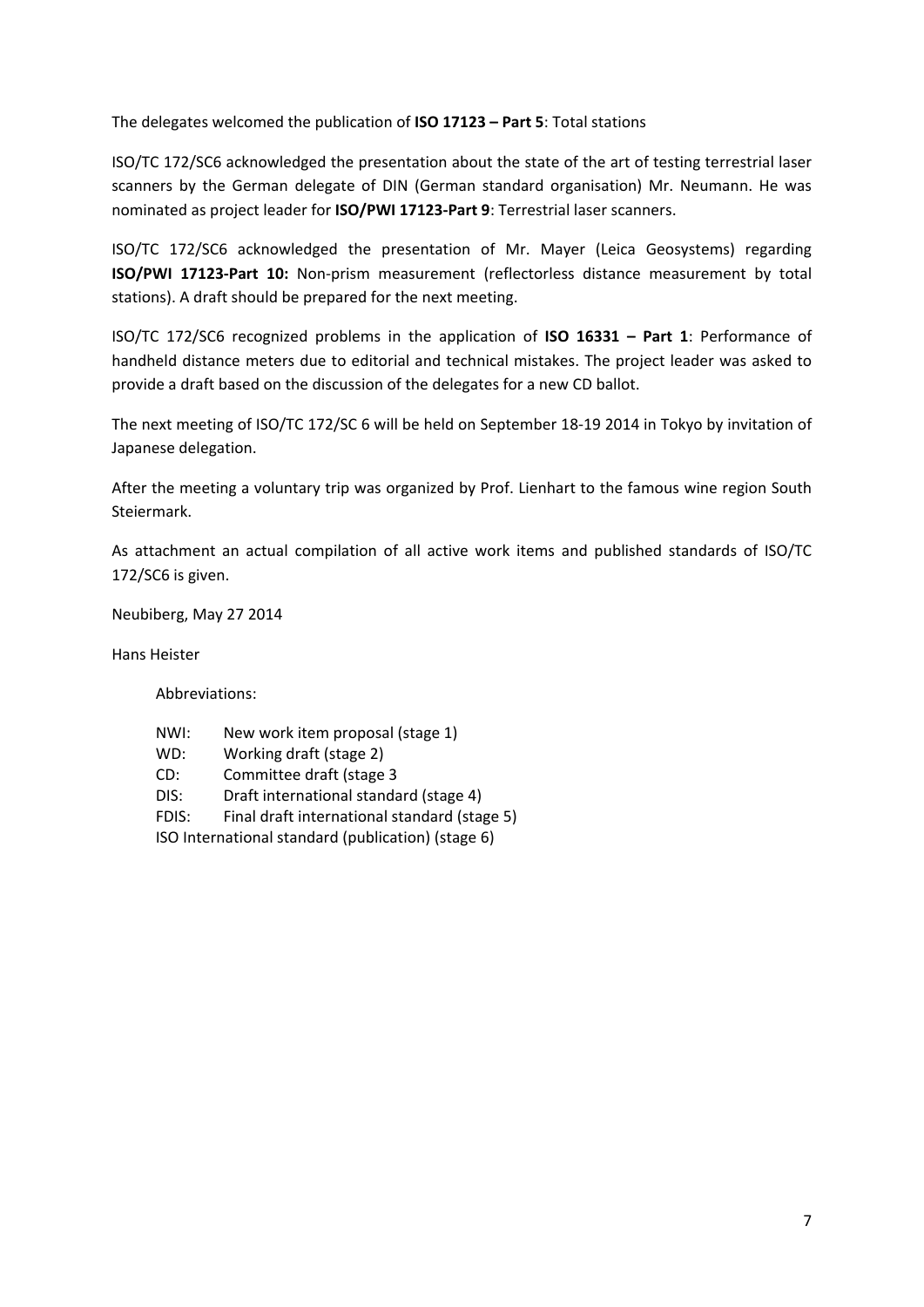The delegates welcomed the publication of **ISO 17123 – Part 5**: Total stations

ISO/TC 172/SC6 acknowledged the presentation about the state of the art of testing terrestrial laser scanners by the German delegate of DIN (German standard organisation) Mr. Neumann. He was nominated as project leader for **ISO/PWI 17123-Part 9**: Terrestrial laser scanners.

ISO/TC 172/SC6 acknowledged the presentation of Mr. Mayer (Leica Geosystems) regarding **ISO/PWI 17123-Part 10:** Non-prism measurement (reflectorless distance measurement by total stations). A draft should be prepared for the next meeting.

ISO/TC 172/SC6 recognized problems in the application of **ISO 16331 – Part 1**: Performance of handheld distance meters due to editorial and technical mistakes. The project leader was asked to provide a draft based on the discussion of the delegates for a new CD ballot.

The next meeting of ISO/TC 172/SC 6 will be held on September 18-19 2014 in Tokyo by invitation of Japanese delegation.

After the meeting a voluntary trip was organized by Prof. Lienhart to the famous wine region South Steiermark.

As attachment an actual compilation of all active work items and published standards of ISO/TC 172/SC6 is given.

Neubiberg, May 27 2014

Hans Heister

Abbreviations:

NWI: New work item proposal (stage 1)
WD: Working draft (stage 2)
CD: Committee draft (stage 3
DIS: Draft international standard (stage 4)
FDIS: Final draft international standard (stage 5)
ISO International standard (publication) (stage 6)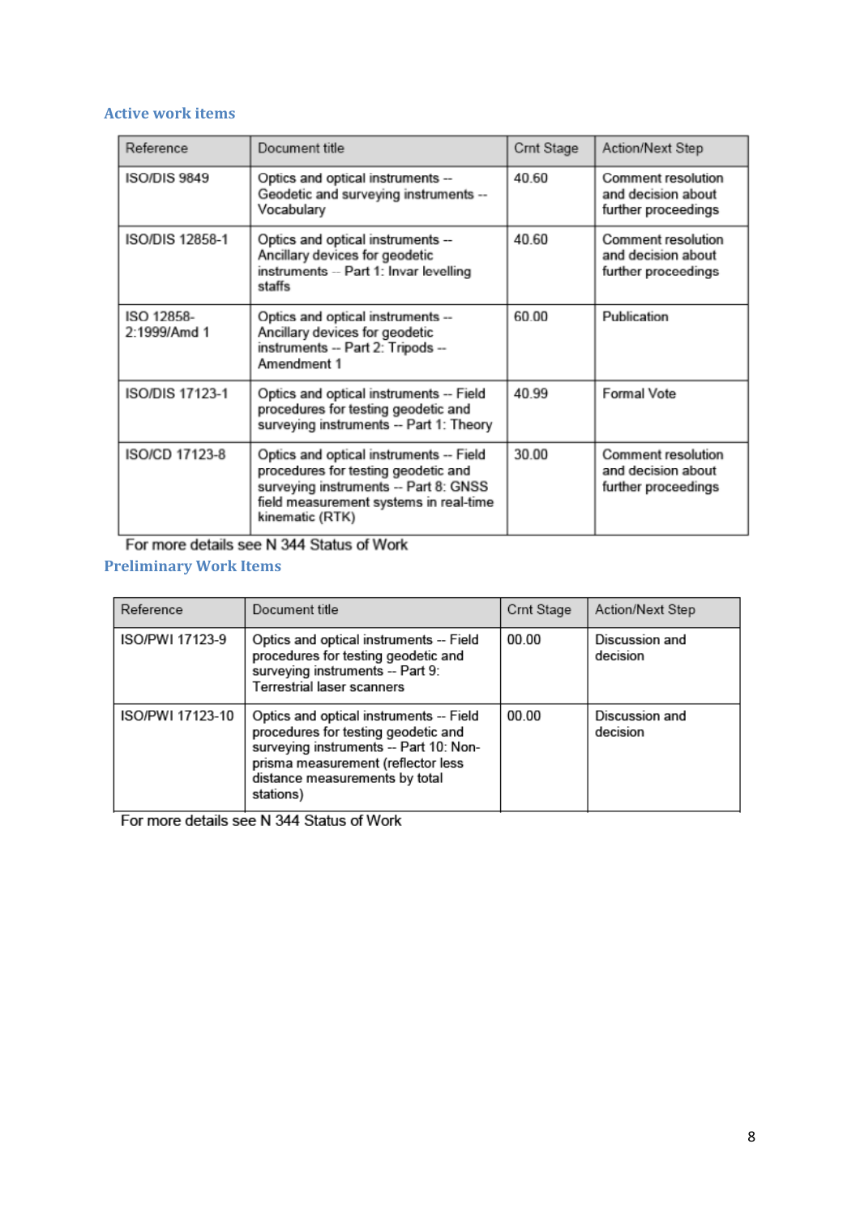## Active work items

| Reference | Document title | Crnt Stage | Action/Next Step |
|---|---|---|---|
| ISO/DIS 9849 | Optics and optical instruments -- Geodetic and surveying instruments -- Vocabulary | 40.60 | Comment resolution and decision about further proceedings |
| ISO/DIS 12858-1 | Optics and optical instruments -- Ancillary devices for geodetic instruments -- Part 1: Invar levelling staffs | 40.60 | Comment resolution and decision about further proceedings |
| ISO 12858-2:1999/Amd 1 | Optics and optical instruments -- Ancillary devices for geodetic instruments -- Part 2: Tripods -- Amendment 1 | 60.00 | Publication |
| ISO/DIS 17123-1 | Optics and optical instruments -- Field procedures for testing geodetic and surveying instruments -- Part 1: Theory | 40.99 | Formal Vote |
| ISO/CD 17123-8 | Optics and optical instruments -- Field procedures for testing geodetic and surveying instruments -- Part 8: GNSS field measurement systems in real-time kinematic (RTK) | 30.00 | Comment resolution and decision about further proceedings |

For more details see N 344 Status of Work

## Preliminary Work Items

| Reference | Document title | Crnt Stage | Action/Next Step |
|---|---|---|---|
| ISO/PWI 17123-9 | Optics and optical instruments -- Field procedures for testing geodetic and surveying instruments -- Part 9: Terrestrial laser scanners | 00.00 | Discussion and decision |
| ISO/PWI 17123-10 | Optics and optical instruments -- Field procedures for testing geodetic and surveying instruments -- Part 10: Non-prisma measurement (reflector less distance measurements by total stations) | 00.00 | Discussion and decision |

For more details see N 344 Status of Work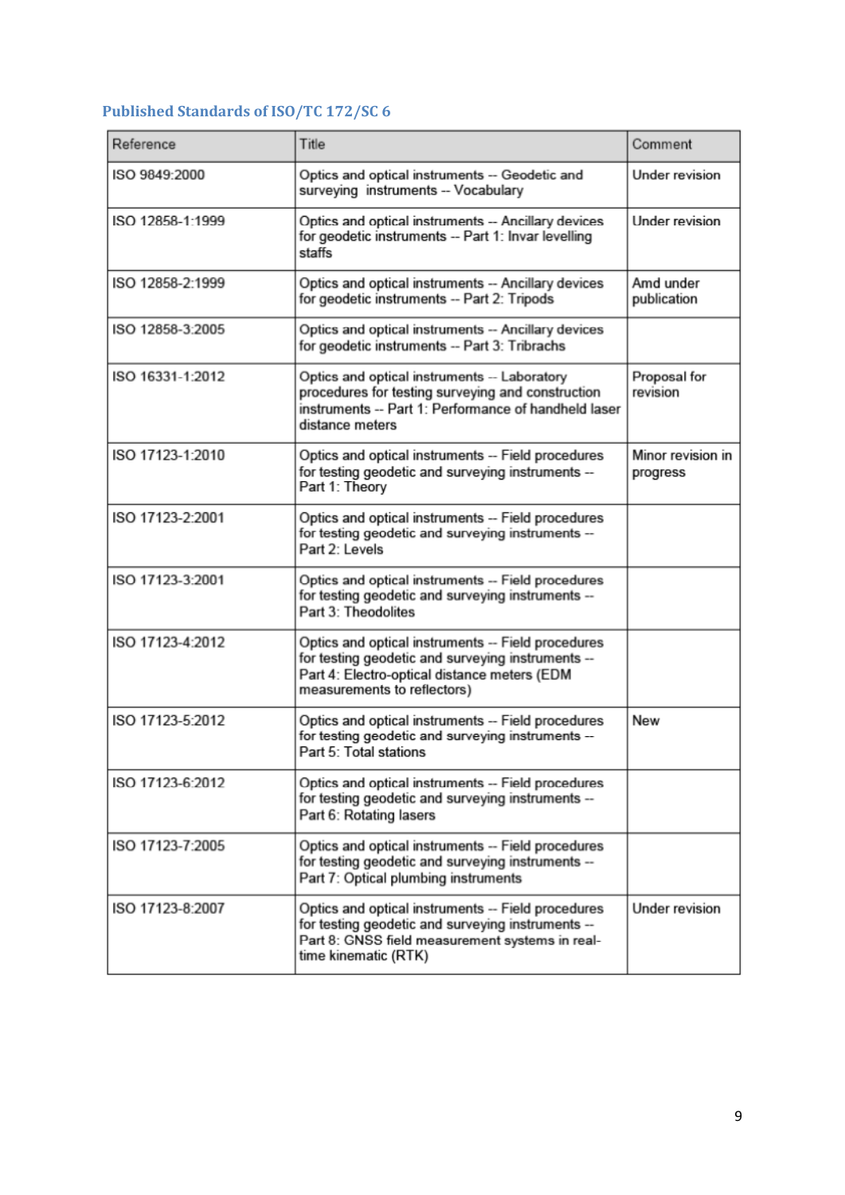## Published Standards of ISO/TC 172/SC 6

| Reference | Title | Comment |
|---|---|---|
| ISO 9849:2000 | Optics and optical instruments -- Geodetic and surveying instruments -- Vocabulary | Under revision |
| ISO 12858-1:1999 | Optics and optical instruments -- Ancillary devices for geodetic instruments -- Part 1: Invar levelling staffs | Under revision |
| ISO 12858-2:1999 | Optics and optical instruments -- Ancillary devices for geodetic instruments -- Part 2: Tripods | Amd under publication |
| ISO 12858-3:2005 | Optics and optical instruments -- Ancillary devices for geodetic instruments -- Part 3: Tribrachs | |
| ISO 16331-1:2012 | Optics and optical instruments -- Laboratory procedures for testing surveying and construction instruments -- Part 1: Performance of handheld laser distance meters | Proposal for revision |
| ISO 17123-1:2010 | Optics and optical instruments -- Field procedures for testing geodetic and surveying instruments -- Part 1: Theory | Minor revision in progress |
| ISO 17123-2:2001 | Optics and optical instruments -- Field procedures for testing geodetic and surveying instruments -- Part 2: Levels | |
| ISO 17123-3:2001 | Optics and optical instruments -- Field procedures for testing geodetic and surveying instruments -- Part 3: Theodolites | |
| ISO 17123-4:2012 | Optics and optical instruments -- Field procedures for testing geodetic and surveying instruments -- Part 4: Electro-optical distance meters (EDM measurements to reflectors) | |
| ISO 17123-5:2012 | Optics and optical instruments -- Field procedures for testing geodetic and surveying instruments -- Part 5: Total stations | New |
| ISO 17123-6:2012 | Optics and optical instruments -- Field procedures for testing geodetic and surveying instruments -- Part 6: Rotating lasers | |
| ISO 17123-7:2005 | Optics and optical instruments -- Field procedures for testing geodetic and surveying instruments -- Part 7: Optical plumbing instruments | |
| ISO 17123-8:2007 | Optics and optical instruments -- Field procedures for testing geodetic and surveying instruments -- Part 8: GNSS field measurement systems in real-time kinematic (RTK) | Under revision |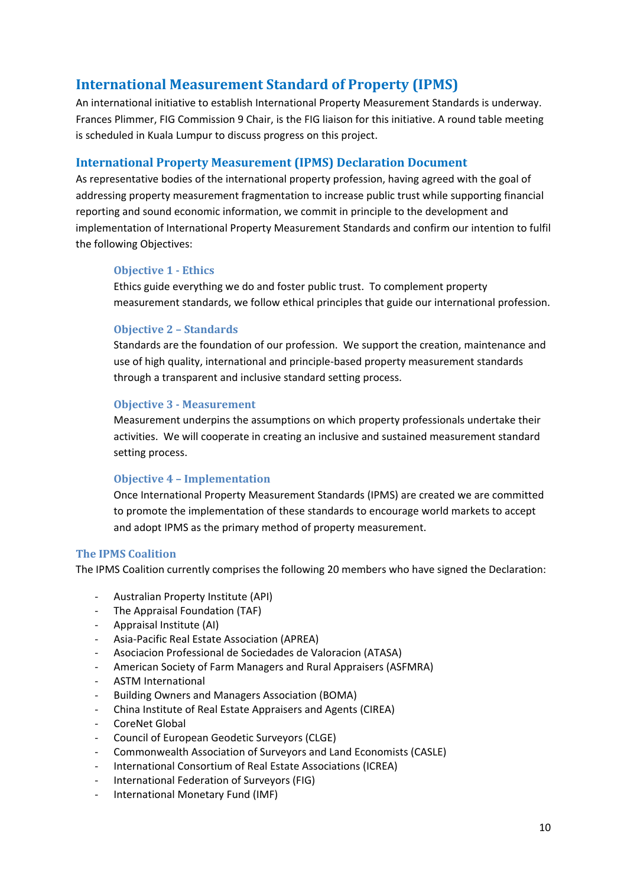## International Measurement Standard of Property (IPMS)

An international initiative to establish International Property Measurement Standards is underway. Frances Plimmer, FIG Commission 9 Chair, is the FIG liaison for this initiative. A round table meeting is scheduled in Kuala Lumpur to discuss progress on this project.

### International Property Measurement (IPMS) Declaration Document

As representative bodies of the international property profession, having agreed with the goal of addressing property measurement fragmentation to increase public trust while supporting financial reporting and sound economic information, we commit in principle to the development and implementation of International Property Measurement Standards and confirm our intention to fulfil the following Objectives:

#### Objective 1 - Ethics

Ethics guide everything we do and foster public trust. To complement property measurement standards, we follow ethical principles that guide our international profession.

#### Objective 2 – Standards

Standards are the foundation of our profession. We support the creation, maintenance and use of high quality, international and principle-based property measurement standards through a transparent and inclusive standard setting process.

#### Objective 3 - Measurement

Measurement underpins the assumptions on which property professionals undertake their activities. We will cooperate in creating an inclusive and sustained measurement standard setting process.

#### Objective 4 – Implementation

Once International Property Measurement Standards (IPMS) are created we are committed to promote the implementation of these standards to encourage world markets to accept and adopt IPMS as the primary method of property measurement.

### The IPMS Coalition

The IPMS Coalition currently comprises the following 20 members who have signed the Declaration:

- Australian Property Institute (API)
- The Appraisal Foundation (TAF)
- Appraisal Institute (AI)
- Asia-Pacific Real Estate Association (APREA)
- Asociacion Professional de Sociedades de Valoracion (ATASA)
- American Society of Farm Managers and Rural Appraisers (ASFMRA)
- ASTM International
- Building Owners and Managers Association (BOMA)
- China Institute of Real Estate Appraisers and Agents (CIREA)
- CoreNet Global
- Council of European Geodetic Surveyors (CLGE)
- Commonwealth Association of Surveyors and Land Economists (CASLE)
- International Consortium of Real Estate Associations (ICREA)
- International Federation of Surveyors (FIG)
- International Monetary Fund (IMF)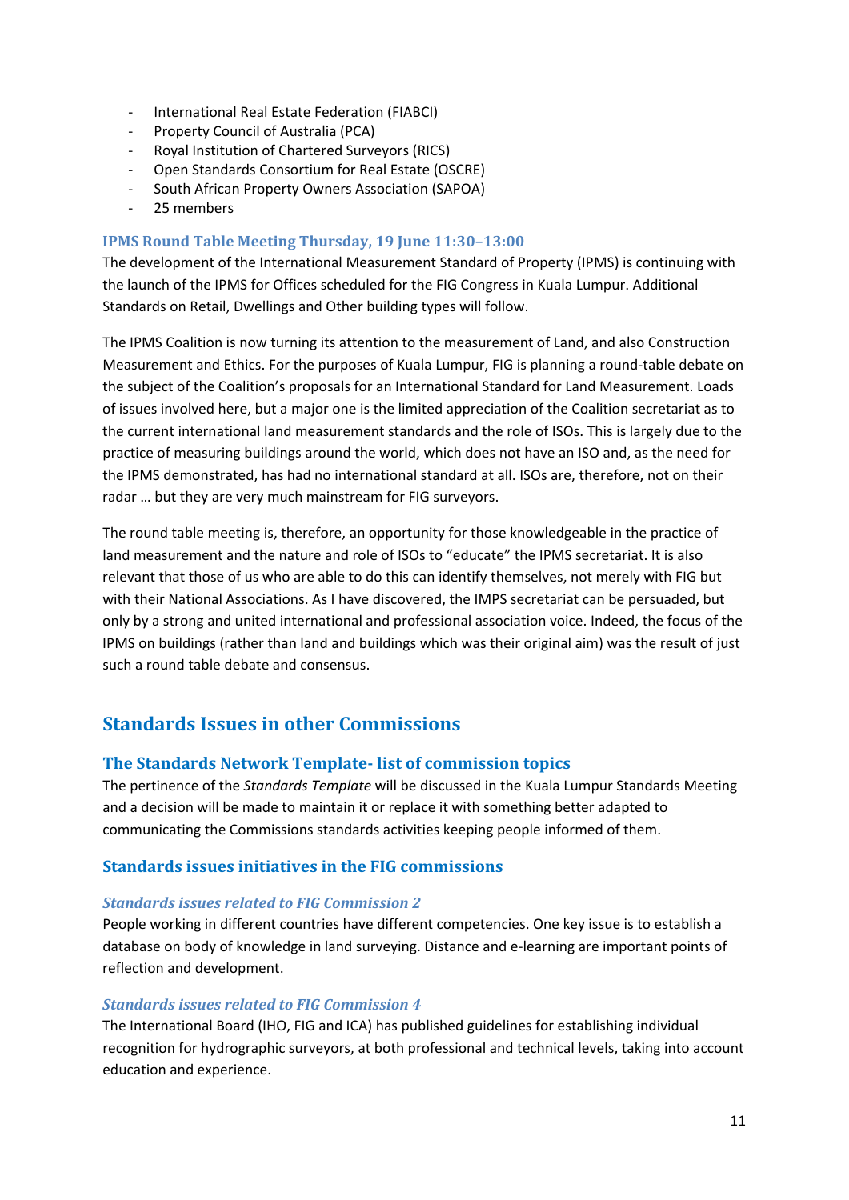- International Real Estate Federation (FIABCI)
- Property Council of Australia (PCA)
- Royal Institution of Chartered Surveyors (RICS)
- Open Standards Consortium for Real Estate (OSCRE)
- South African Property Owners Association (SAPOA)
- 25 members

### IPMS Round Table Meeting Thursday, 19 June 11:30–13:00

The development of the International Measurement Standard of Property (IPMS) is continuing with the launch of the IPMS for Offices scheduled for the FIG Congress in Kuala Lumpur. Additional Standards on Retail, Dwellings and Other building types will follow.

The IPMS Coalition is now turning its attention to the measurement of Land, and also Construction Measurement and Ethics. For the purposes of Kuala Lumpur, FIG is planning a round-table debate on the subject of the Coalition's proposals for an International Standard for Land Measurement. Loads of issues involved here, but a major one is the limited appreciation of the Coalition secretariat as to the current international land measurement standards and the role of ISOs. This is largely due to the practice of measuring buildings around the world, which does not have an ISO and, as the need for the IPMS demonstrated, has had no international standard at all. ISOs are, therefore, not on their radar … but they are very much mainstream for FIG surveyors.

The round table meeting is, therefore, an opportunity for those knowledgeable in the practice of land measurement and the nature and role of ISOs to "educate" the IPMS secretariat. It is also relevant that those of us who are able to do this can identify themselves, not merely with FIG but with their National Associations. As I have discovered, the IMPS secretariat can be persuaded, but only by a strong and united international and professional association voice. Indeed, the focus of the IPMS on buildings (rather than land and buildings which was their original aim) was the result of just such a round table debate and consensus.

## Standards Issues in other Commissions

### The Standards Network Template- list of commission topics

The pertinence of the *Standards Template* will be discussed in the Kuala Lumpur Standards Meeting and a decision will be made to maintain it or replace it with something better adapted to communicating the Commissions standards activities keeping people informed of them.

### Standards issues initiatives in the FIG commissions

#### *Standards issues related to FIG Commission 2*

People working in different countries have different competencies. One key issue is to establish a database on body of knowledge in land surveying. Distance and e-learning are important points of reflection and development.

#### *Standards issues related to FIG Commission 4*

The International Board (IHO, FIG and ICA) has published guidelines for establishing individual recognition for hydrographic surveyors, at both professional and technical levels, taking into account education and experience.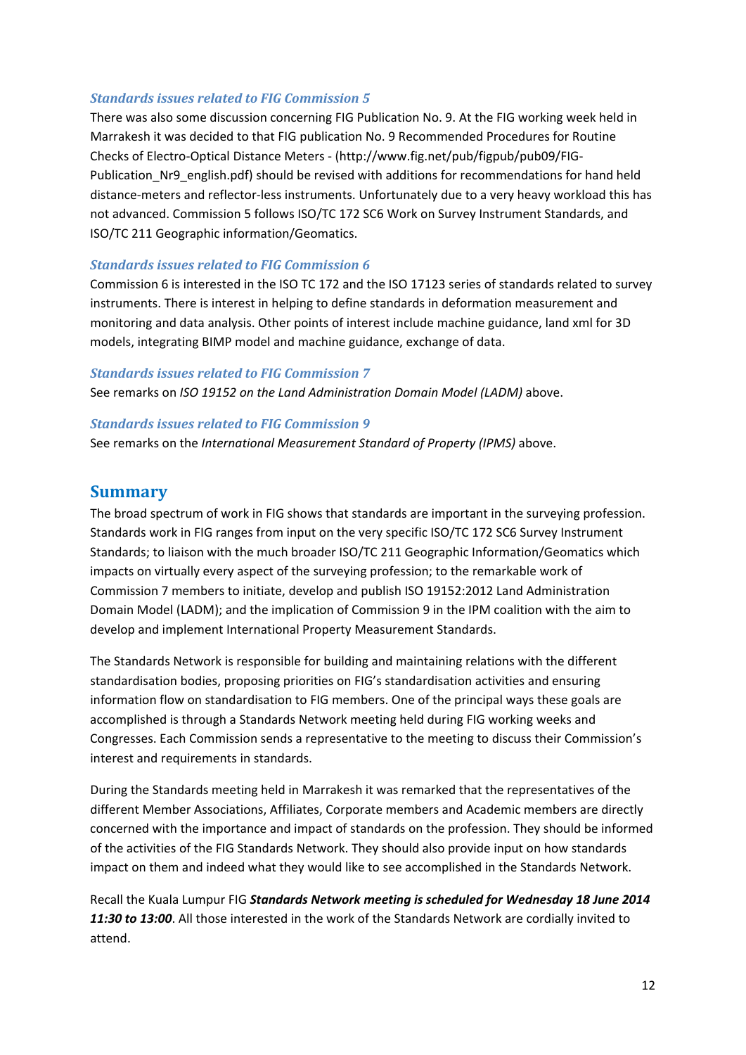### *Standards issues related to FIG Commission 5*

There was also some discussion concerning FIG Publication No. 9. At the FIG working week held in Marrakesh it was decided to that FIG publication No. 9 Recommended Procedures for Routine Checks of Electro-Optical Distance Meters - (http://www.fig.net/pub/figpub/pub09/FIG-Publication_Nr9_english.pdf) should be revised with additions for recommendations for hand held distance-meters and reflector-less instruments. Unfortunately due to a very heavy workload this has not advanced. Commission 5 follows ISO/TC 172 SC6 Work on Survey Instrument Standards, and ISO/TC 211 Geographic information/Geomatics.

### *Standards issues related to FIG Commission 6*

Commission 6 is interested in the ISO TC 172 and the ISO 17123 series of standards related to survey instruments. There is interest in helping to define standards in deformation measurement and monitoring and data analysis. Other points of interest include machine guidance, land xml for 3D models, integrating BIMP model and machine guidance, exchange of data.

### *Standards issues related to FIG Commission 7*

See remarks on *ISO 19152 on the Land Administration Domain Model (LADM)* above.

### *Standards issues related to FIG Commission 9*

See remarks on the *International Measurement Standard of Property (IPMS)* above.

## Summary

The broad spectrum of work in FIG shows that standards are important in the surveying profession. Standards work in FIG ranges from input on the very specific ISO/TC 172 SC6 Survey Instrument Standards; to liaison with the much broader ISO/TC 211 Geographic Information/Geomatics which impacts on virtually every aspect of the surveying profession; to the remarkable work of Commission 7 members to initiate, develop and publish ISO 19152:2012 Land Administration Domain Model (LADM); and the implication of Commission 9 in the IPM coalition with the aim to develop and implement International Property Measurement Standards.

The Standards Network is responsible for building and maintaining relations with the different standardisation bodies, proposing priorities on FIG's standardisation activities and ensuring information flow on standardisation to FIG members. One of the principal ways these goals are accomplished is through a Standards Network meeting held during FIG working weeks and Congresses. Each Commission sends a representative to the meeting to discuss their Commission's interest and requirements in standards.

During the Standards meeting held in Marrakesh it was remarked that the representatives of the different Member Associations, Affiliates, Corporate members and Academic members are directly concerned with the importance and impact of standards on the profession. They should be informed of the activities of the FIG Standards Network. They should also provide input on how standards impact on them and indeed what they would like to see accomplished in the Standards Network.

Recall the Kuala Lumpur FIG ***Standards Network meeting is scheduled for Wednesday 18 June 2014 11:30 to 13:00***. All those interested in the work of the Standards Network are cordially invited to attend.